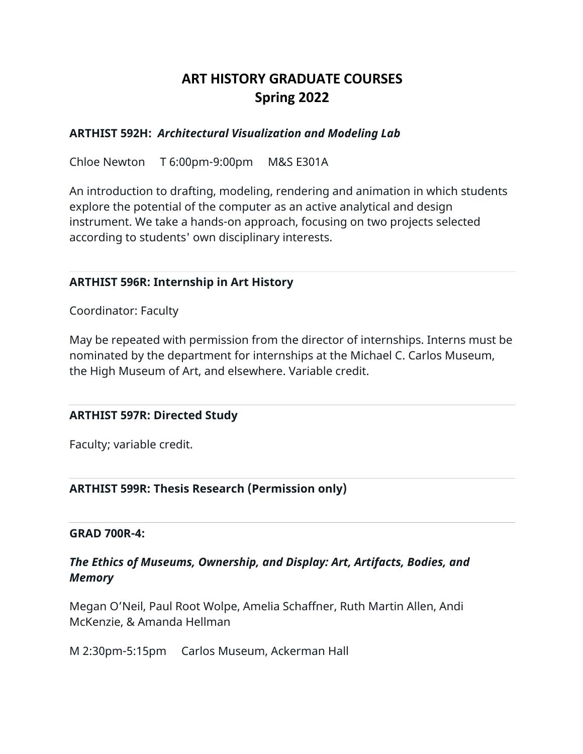# ART HISTORY GRADUATE COURSES
# Spring 2022

**ARTHIST 592H:** ***Architectural Visualization and Modeling Lab***

Chloe Newton   T 6:00pm-9:00pm   M&S E301A

An introduction to drafting, modeling, rendering and animation in which students explore the potential of the computer as an active analytical and design instrument. We take a hands-on approach, focusing on two projects selected according to students' own disciplinary interests.

---

**ARTHIST 596R: Internship in Art History**

Coordinator: Faculty

May be repeated with permission from the director of internships. Interns must be nominated by the department for internships at the Michael C. Carlos Museum, the High Museum of Art, and elsewhere. Variable credit.

---

**ARTHIST 597R: Directed Study**

Faculty; variable credit.

---

**ARTHIST 599R: Thesis Research (Permission only)**

---

**GRAD 700R-4:**

***The Ethics of Museums, Ownership, and Display: Art, Artifacts, Bodies, and Memory***

Megan O'Neil, Paul Root Wolpe, Amelia Schaffner, Ruth Martin Allen, Andi McKenzie, & Amanda Hellman

M 2:30pm-5:15pm   Carlos Museum, Ackerman Hall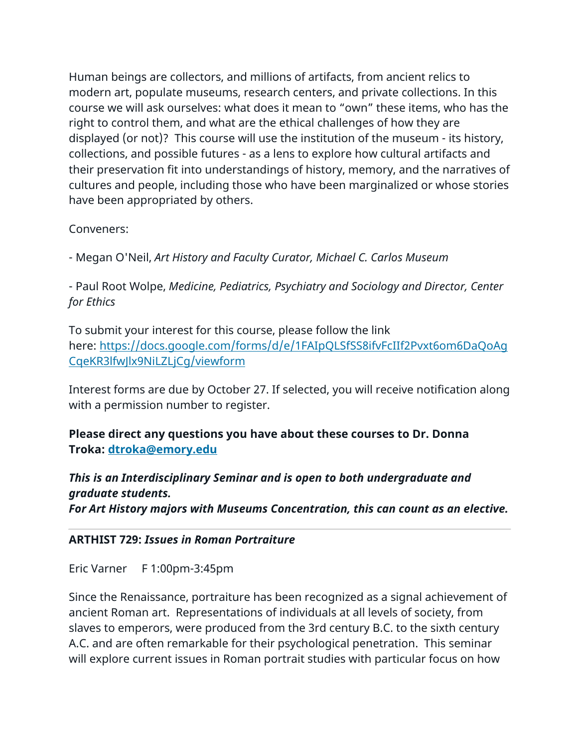Human beings are collectors, and millions of artifacts, from ancient relics to modern art, populate museums, research centers, and private collections. In this course we will ask ourselves: what does it mean to "own" these items, who has the right to control them, and what are the ethical challenges of how they are displayed (or not)? This course will use the institution of the museum - its history, collections, and possible futures - as a lens to explore how cultural artifacts and their preservation fit into understandings of history, memory, and the narratives of cultures and people, including those who have been marginalized or whose stories have been appropriated by others.

Conveners:

- Megan O'Neil, *Art History and Faculty Curator, Michael C. Carlos Museum*

- Paul Root Wolpe, *Medicine, Pediatrics, Psychiatry and Sociology and Director, Center for Ethics*

To submit your interest for this course, please follow the link here: [https://docs.google.com/forms/d/e/1FAIpQLSfSS8ifvFcIIf2Pvxt6om6DaQoAgCqeKR3lfwJlx9NiLZLjCg/viewform](https://docs.google.com/forms/d/e/1FAIpQLSfSS8ifvFcIIf2Pvxt6om6DaQoAgCqeKR3lfwJlx9NiLZLjCg/viewform)

Interest forms are due by October 27. If selected, you will receive notification along with a permission number to register.

**Please direct any questions you have about these courses to Dr. Donna Troka: [dtroka@emory.edu](mailto:dtroka@emory.edu)**

***This is an Interdisciplinary Seminar and is open to both undergraduate and graduate students.***
***For Art History majors with Museums Concentration, this can count as an elective.***

---

**ARTHIST 729:** ***Issues in Roman Portraiture***

Eric Varner F 1:00pm-3:45pm

Since the Renaissance, portraiture has been recognized as a signal achievement of ancient Roman art. Representations of individuals at all levels of society, from slaves to emperors, were produced from the 3rd century B.C. to the sixth century A.C. and are often remarkable for their psychological penetration. This seminar will explore current issues in Roman portrait studies with particular focus on how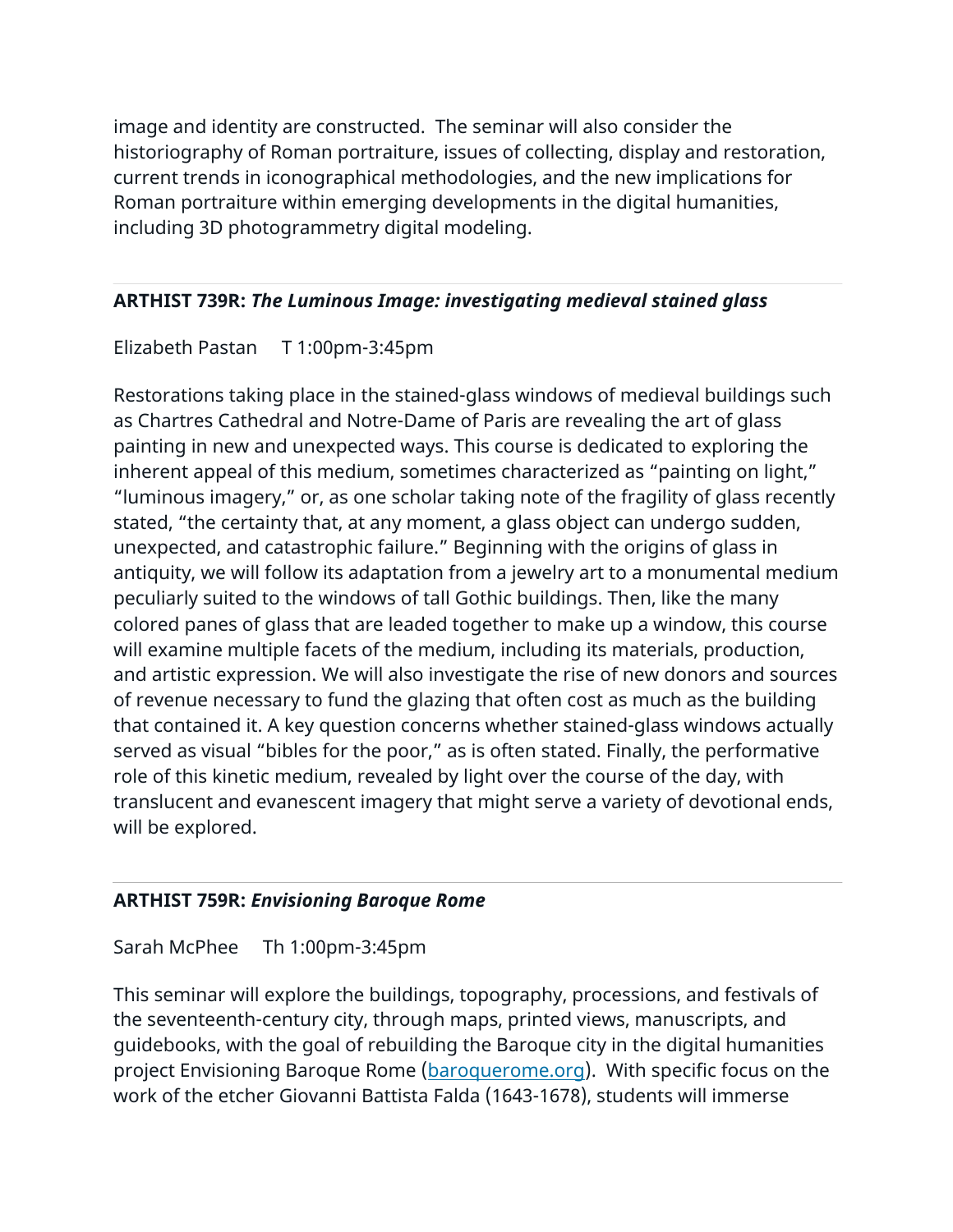image and identity are constructed.  The seminar will also consider the historiography of Roman portraiture, issues of collecting, display and restoration, current trends in iconographical methodologies, and the new implications for Roman portraiture within emerging developments in the digital humanities, including 3D photogrammetry digital modeling.

---

**ARTHIST 739R:** ***The Luminous Image: investigating medieval stained glass***

Elizabeth Pastan     T 1:00pm-3:45pm

Restorations taking place in the stained-glass windows of medieval buildings such as Chartres Cathedral and Notre-Dame of Paris are revealing the art of glass painting in new and unexpected ways. This course is dedicated to exploring the inherent appeal of this medium, sometimes characterized as "painting on light," "luminous imagery," or, as one scholar taking note of the fragility of glass recently stated, "the certainty that, at any moment, a glass object can undergo sudden, unexpected, and catastrophic failure." Beginning with the origins of glass in antiquity, we will follow its adaptation from a jewelry art to a monumental medium peculiarly suited to the windows of tall Gothic buildings. Then, like the many colored panes of glass that are leaded together to make up a window, this course will examine multiple facets of the medium, including its materials, production, and artistic expression. We will also investigate the rise of new donors and sources of revenue necessary to fund the glazing that often cost as much as the building that contained it. A key question concerns whether stained-glass windows actually served as visual "bibles for the poor," as is often stated. Finally, the performative role of this kinetic medium, revealed by light over the course of the day, with translucent and evanescent imagery that might serve a variety of devotional ends, will be explored.

---

**ARTHIST 759R:** ***Envisioning Baroque Rome***

Sarah McPhee     Th 1:00pm-3:45pm

This seminar will explore the buildings, topography, processions, and festivals of the seventeenth-century city, through maps, printed views, manuscripts, and guidebooks, with the goal of rebuilding the Baroque city in the digital humanities project Envisioning Baroque Rome (baroquerome.org).  With specific focus on the work of the etcher Giovanni Battista Falda (1643-1678), students will immerse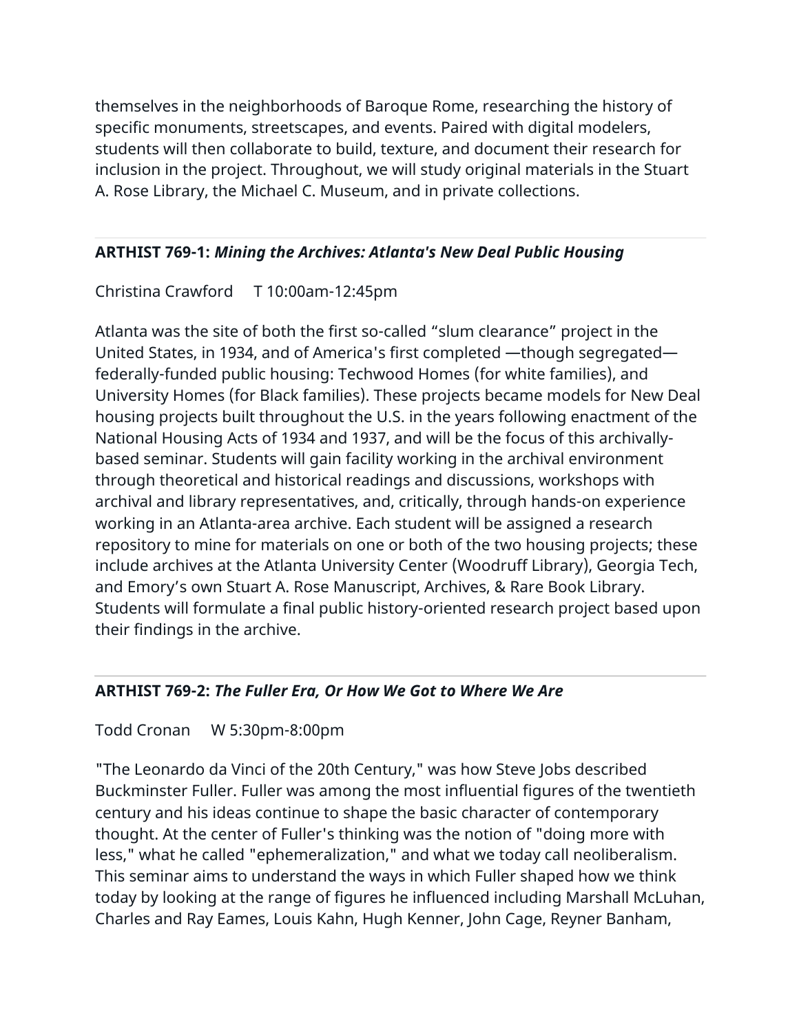themselves in the neighborhoods of Baroque Rome, researching the history of specific monuments, streetscapes, and events. Paired with digital modelers, students will then collaborate to build, texture, and document their research for inclusion in the project. Throughout, we will study original materials in the Stuart A. Rose Library, the Michael C. Museum, and in private collections.

---

**ARTHIST 769-1:** ***Mining the Archives: Atlanta's New Deal Public Housing***

Christina Crawford T 10:00am-12:45pm

Atlanta was the site of both the first so-called "slum clearance" project in the United States, in 1934, and of America's first completed —though segregated— federally-funded public housing: Techwood Homes (for white families), and University Homes (for Black families). These projects became models for New Deal housing projects built throughout the U.S. in the years following enactment of the National Housing Acts of 1934 and 1937, and will be the focus of this archivally-based seminar. Students will gain facility working in the archival environment through theoretical and historical readings and discussions, workshops with archival and library representatives, and, critically, through hands-on experience working in an Atlanta-area archive. Each student will be assigned a research repository to mine for materials on one or both of the two housing projects; these include archives at the Atlanta University Center (Woodruff Library), Georgia Tech, and Emory's own Stuart A. Rose Manuscript, Archives, & Rare Book Library. Students will formulate a final public history-oriented research project based upon their findings in the archive.

---

**ARTHIST 769-2:** ***The Fuller Era, Or How We Got to Where We Are***

Todd Cronan W 5:30pm-8:00pm

"The Leonardo da Vinci of the 20th Century," was how Steve Jobs described Buckminster Fuller. Fuller was among the most influential figures of the twentieth century and his ideas continue to shape the basic character of contemporary thought. At the center of Fuller's thinking was the notion of "doing more with less," what he called "ephemeralization," and what we today call neoliberalism. This seminar aims to understand the ways in which Fuller shaped how we think today by looking at the range of figures he influenced including Marshall McLuhan, Charles and Ray Eames, Louis Kahn, Hugh Kenner, John Cage, Reyner Banham,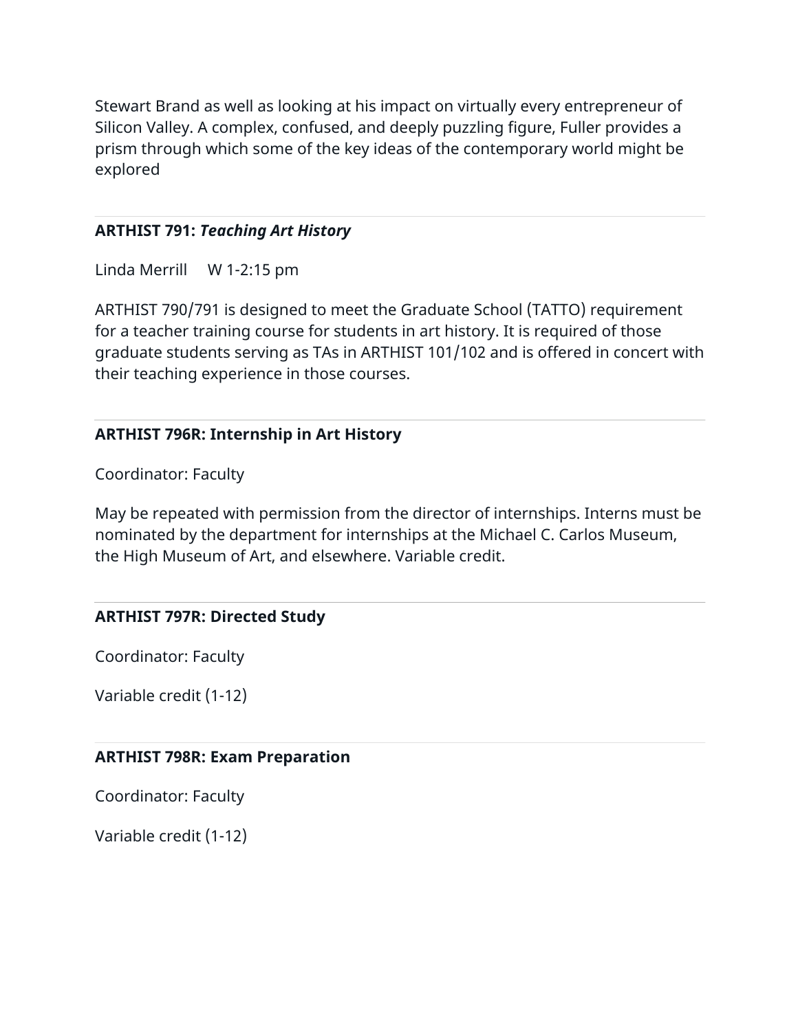Stewart Brand as well as looking at his impact on virtually every entrepreneur of Silicon Valley. A complex, confused, and deeply puzzling figure, Fuller provides a prism through which some of the key ideas of the contemporary world might be explored

---

**ARTHIST 791: *Teaching Art History***

Linda Merrill     W 1-2:15 pm

ARTHIST 790/791 is designed to meet the Graduate School (TATTO) requirement for a teacher training course for students in art history. It is required of those graduate students serving as TAs in ARTHIST 101/102 and is offered in concert with their teaching experience in those courses.

---

**ARTHIST 796R: Internship in Art History**

Coordinator: Faculty

May be repeated with permission from the director of internships. Interns must be nominated by the department for internships at the Michael C. Carlos Museum, the High Museum of Art, and elsewhere. Variable credit.

---

**ARTHIST 797R: Directed Study**

Coordinator: Faculty

Variable credit (1-12)

---

**ARTHIST 798R: Exam Preparation**

Coordinator: Faculty

Variable credit (1-12)